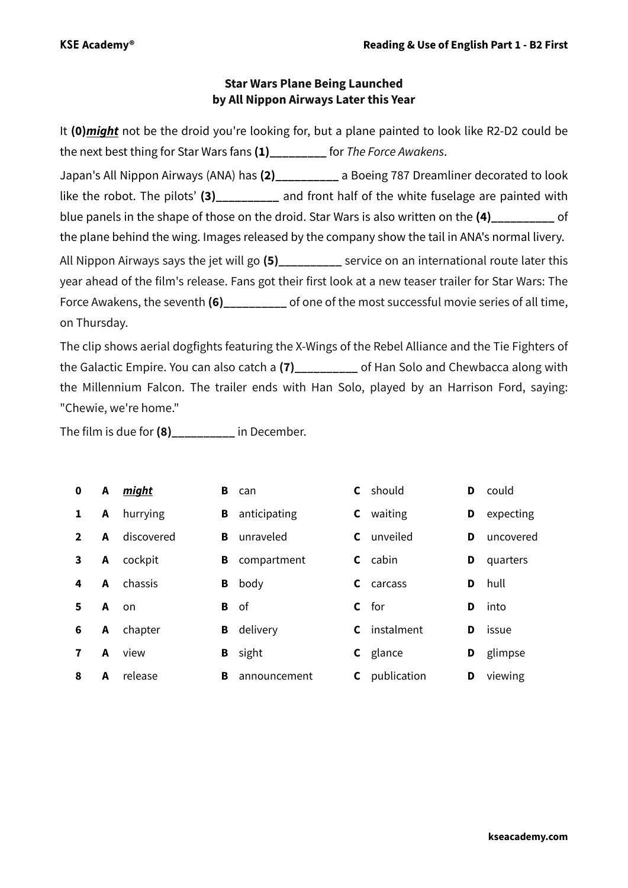# Star Wars Plane Being Launched by All Nippon Airways Later this Year

It **(0)*<u>might</u>*** not be the droid you're looking for, but a plane painted to look like R2-D2 could be the next best thing for Star Wars fans **(1)_________** for *The Force Awakens*.

Japan's All Nippon Airways (ANA) has **(2)__________** a Boeing 787 Dreamliner decorated to look like the robot. The pilots' **(3)__________** and front half of the white fuselage are painted with blue panels in the shape of those on the droid. Star Wars is also written on the **(4)__________** of the plane behind the wing. Images released by the company show the tail in ANA's normal livery.

All Nippon Airways says the jet will go **(5)__________** service on an international route later this year ahead of the film's release. Fans got their first look at a new teaser trailer for Star Wars: The Force Awakens, the seventh **(6)__________** of one of the most successful movie series of all time, on Thursday.

The clip shows aerial dogfights featuring the X-Wings of the Rebel Alliance and the Tie Fighters of the Galactic Empire. You can also catch a **(7)__________** of Han Solo and Chewbacca along with the Millennium Falcon. The trailer ends with Han Solo, played by an Harrison Ford, saying: "Chewie, we're home."

The film is due for **(8)__________** in December.

| | | | | | | | | |
|---|---|---|---|---|---|---|---|---|
| **0** | **A** | ***<u>might</u>*** | **B** | can | **C** | should | **D** | could |
| **1** | **A** | hurrying | **B** | anticipating | **C** | waiting | **D** | expecting |
| **2** | **A** | discovered | **B** | unraveled | **C** | unveiled | **D** | uncovered |
| **3** | **A** | cockpit | **B** | compartment | **C** | cabin | **D** | quarters |
| **4** | **A** | chassis | **B** | body | **C** | carcass | **D** | hull |
| **5** | **A** | on | **B** | of | **C** | for | **D** | into |
| **6** | **A** | chapter | **B** | delivery | **C** | instalment | **D** | issue |
| **7** | **A** | view | **B** | sight | **C** | glance | **D** | glimpse |
| **8** | **A** | release | **B** | announcement | **C** | publication | **D** | viewing |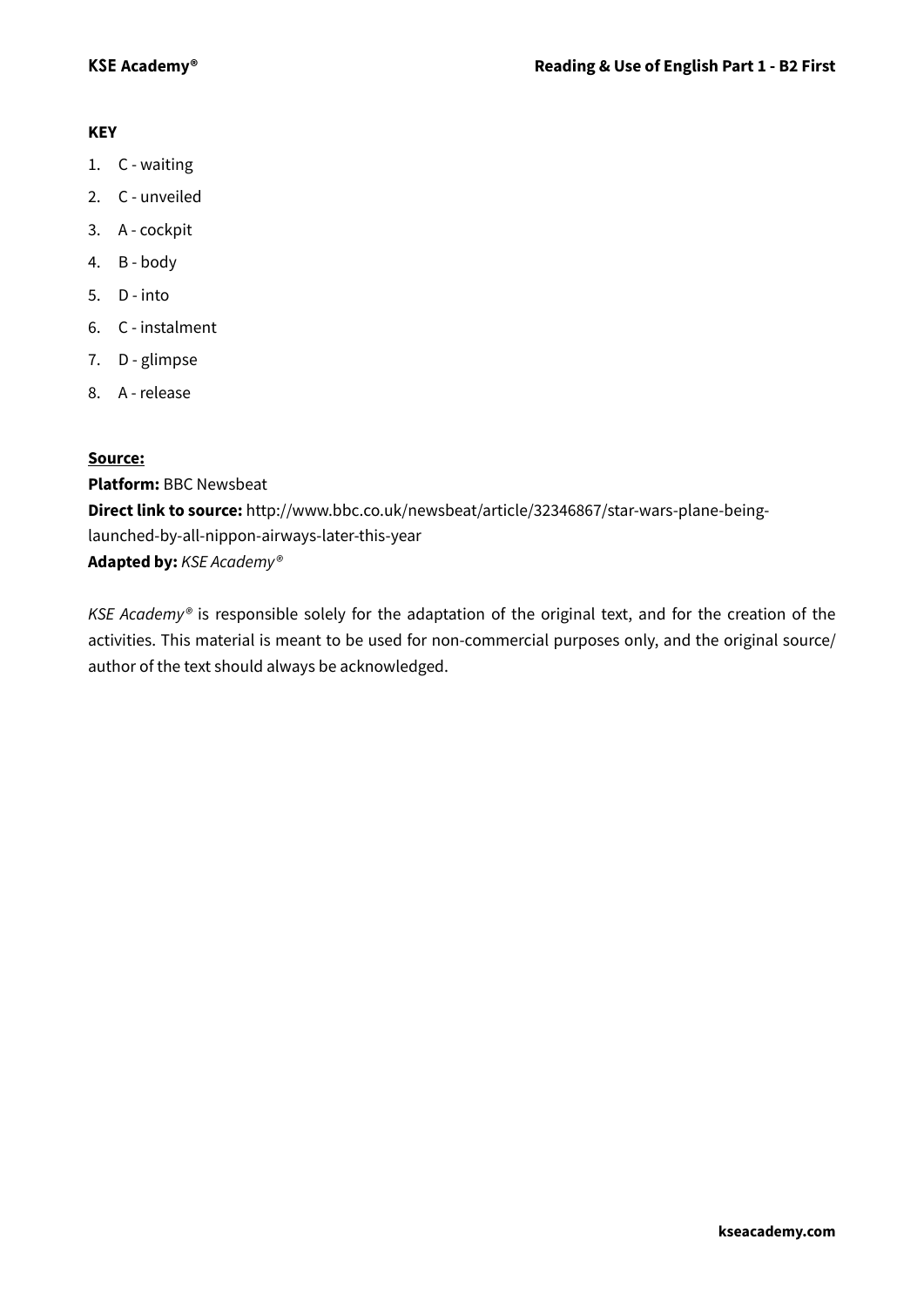**KEY**

1. C - waiting
2. C - unveiled
3. A - cockpit
4. B - body
5. D - into
6. C - instalment
7. D - glimpse
8. A - release

**Source:**

**Platform:** BBC Newsbeat

**Direct link to source:** http://www.bbc.co.uk/newsbeat/article/32346867/star-wars-plane-being-launched-by-all-nippon-airways-later-this-year

**Adapted by:** *KSE Academy®*

*KSE Academy®* is responsible solely for the adaptation of the original text, and for the creation of the activities. This material is meant to be used for non-commercial purposes only, and the original source/author of the text should always be acknowledged.